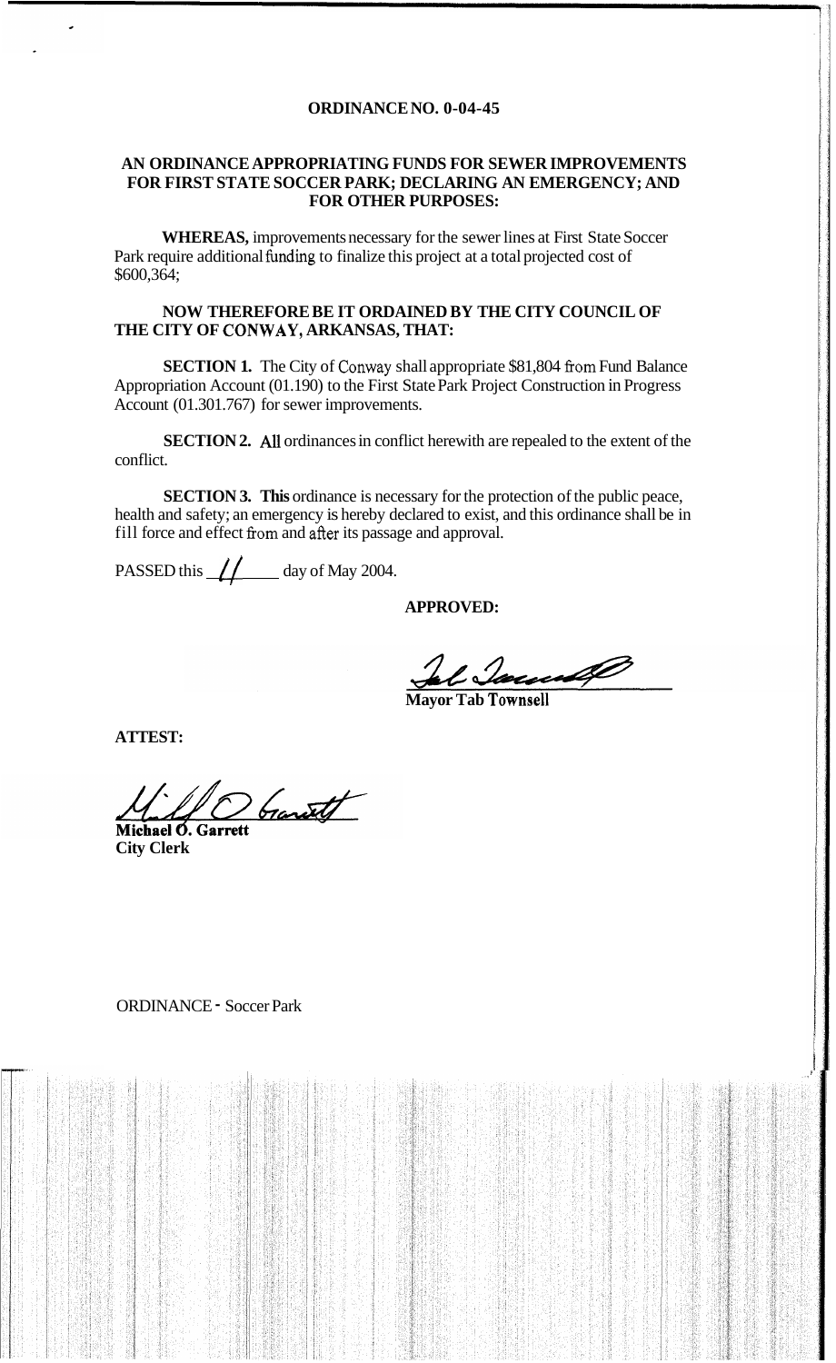**ORDINANCE NO. 0-04-45**

**AN ORDINANCE APPROPRIATING FUNDS FOR SEWER IMPROVEMENTS FOR FIRST STATE SOCCER PARK; DECLARING AN EMERGENCY; AND FOR OTHER PURPOSES:**

**WHEREAS,** improvements necessary for the sewer lines at First State Soccer Park require additional funding to finalize this project at a total projected cost of $600,364;

**NOW THEREFORE BE IT ORDAINED BY THE CITY COUNCIL OF THE CITY OF CONWAY, ARKANSAS, THAT:**

**SECTION 1.** The City of Conway shall appropriate $81,804 from Fund Balance Appropriation Account (01.190) to the First State Park Project Construction in Progress Account (01.301.767) for sewer improvements.

**SECTION 2.** All ordinances in conflict herewith are repealed to the extent of the conflict.

**SECTION 3. This** ordinance is necessary for the protection of the public peace, health and safety; an emergency is hereby declared to exist, and this ordinance shall be in fill force and effect from and after its passage and approval.

PASSED this 11 day of May 2004.

**APPROVED:**

**Mayor Tab Townsell**

**ATTEST:**

**Michael O. Garrett**
**City Clerk**

ORDINANCE - Soccer Park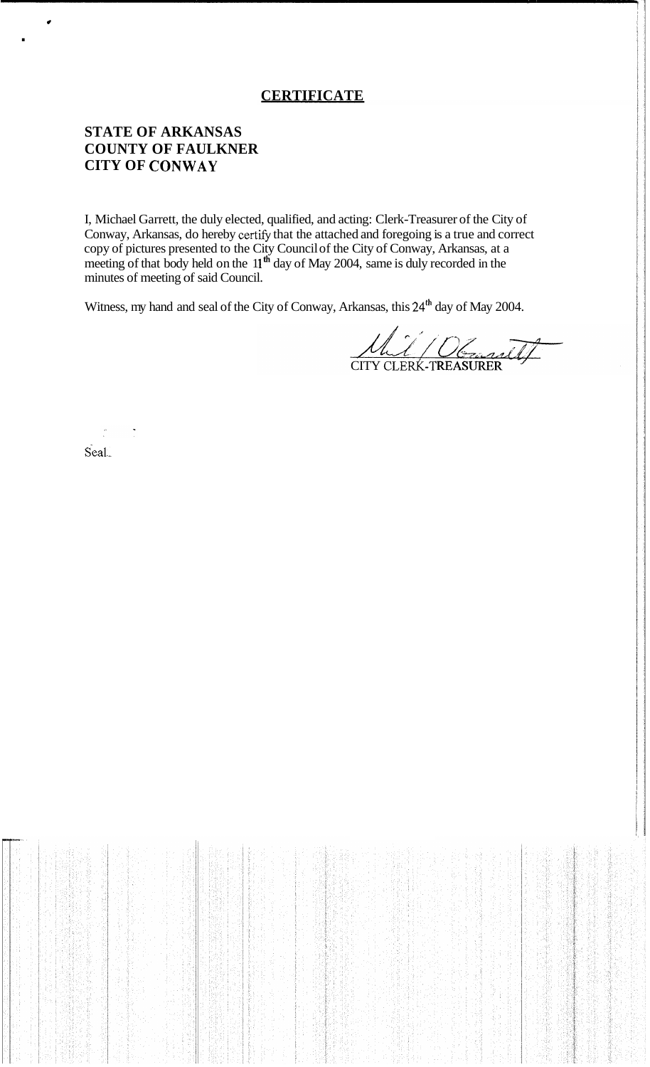# CERTIFICATE

**STATE OF ARKANSAS**
**COUNTY OF FAULKNER**
**CITY OF CONWAY**

I, Michael Garrett, the duly elected, qualified, and acting: Clerk-Treasurer of the City of Conway, Arkansas, do hereby certify that the attached and foregoing is a true and correct copy of pictures presented to the City Council of the City of Conway, Arkansas, at a meeting of that body held on the 11th day of May 2004, same is duly recorded in the minutes of meeting of said Council.

Witness, my hand and seal of the City of Conway, Arkansas, this 24th day of May 2004.

CITY CLERK-TREASURER

Seal